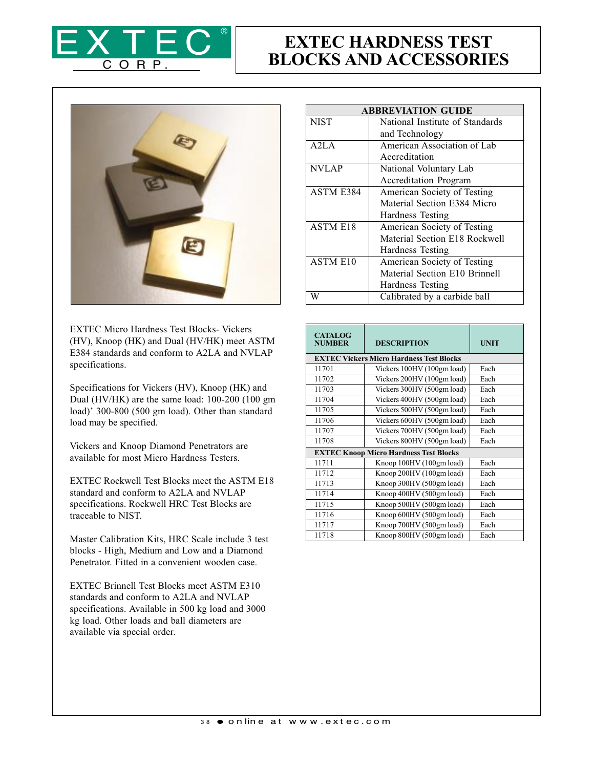# EXTEC HARDNESS TEST BLOCKS AND ACCESSORIES

EXTEC Micro Hardness Test Blocks- Vickers (HV), Knoop (HK) and Dual (HV/HK) meet ASTM E384 standards and conform to A2LA and NVLAP specifications.

Specifications for Vickers (HV), Knoop (HK) and Dual (HV/HK) are the same load: 100-200 (100 gm load)' 300-800 (500 gm load). Other than standard load may be specified.

Vickers and Knoop Diamond Penetrators are available for most Micro Hardness Testers.

EXTEC Rockwell Test Blocks meet the ASTM E18 standard and conform to A2LA and NVLAP specifications. Rockwell HRC Test Blocks are traceable to NIST.

Master Calibration Kits, HRC Scale include 3 test blocks - High, Medium and Low and a Diamond Penetrator. Fitted in a convenient wooden case.

EXTEC Brinnell Test Blocks meet ASTM E310 standards and conform to A2LA and NVLAP specifications. Available in 500 kg load and 3000 kg load. Other loads and ball diameters are available via special order.

| ABBREVIATION GUIDE | |
|---|---|
| NIST | National Institute of Standards and Technology |
| A2LA | American Association of Lab Accreditation |
| NVLAP | National Voluntary Lab Accreditation Program |
| ASTM E384 | American Society of Testing Material Section E384 Micro Hardness Testing |
| ASTM E18 | American Society of Testing Material Section E18 Rockwell Hardness Testing |
| ASTM E10 | American Society of Testing Material Section E10 Brinnell Hardness Testing |
| W | Calibrated by a carbide ball |

| CATALOG NUMBER | DESCRIPTION | UNIT |
|---|---|---|
| **EXTEC Vickers Micro Hardness Test Blocks** | | |
| 11701 | Vickers 100HV (100gm load) | Each |
| 11702 | Vickers 200HV (100gm load) | Each |
| 11703 | Vickers 300HV (500gm load) | Each |
| 11704 | Vickers 400HV (500gm load) | Each |
| 11705 | Vickers 500HV (500gm load) | Each |
| 11706 | Vickers 600HV (500gm load) | Each |
| 11707 | Vickers 700HV (500gm load) | Each |
| 11708 | Vickers 800HV (500gm load) | Each |
| **EXTEC Knoop Micro Hardness Test Blocks** | | |
| 11711 | Knoop 100HV (100gm load) | Each |
| 11712 | Knoop 200HV (100gm load) | Each |
| 11713 | Knoop 300HV (500gm load) | Each |
| 11714 | Knoop 400HV (500gm load) | Each |
| 11715 | Knoop 500HV (500gm load) | Each |
| 11716 | Knoop 600HV (500gm load) | Each |
| 11717 | Knoop 700HV (500gm load) | Each |
| 11718 | Knoop 800HV (500gm load) | Each |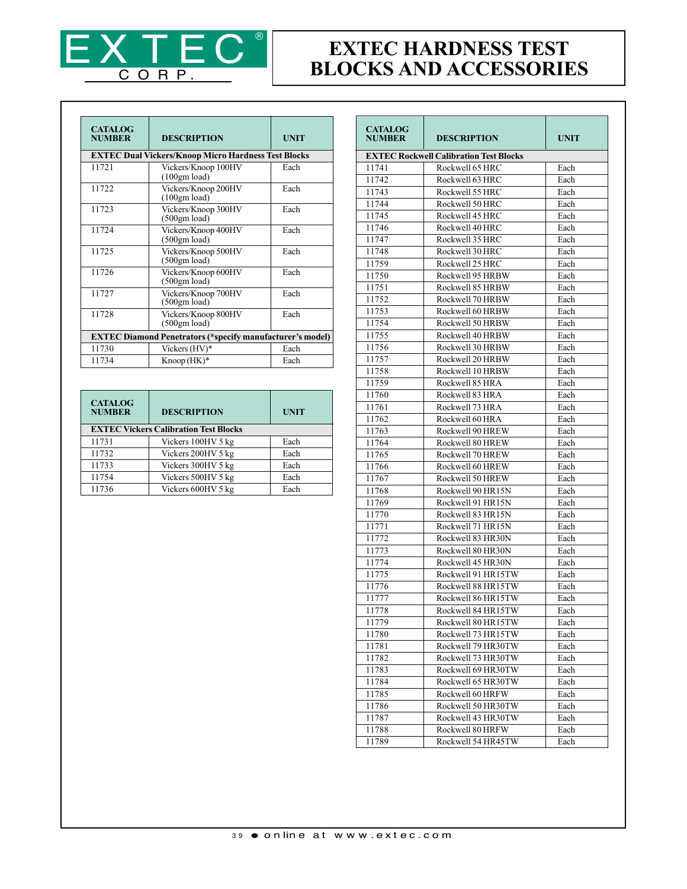# EXTEC HARDNESS TEST BLOCKS AND ACCESSORIES

| CATALOG NUMBER | DESCRIPTION | UNIT |
|---|---|---|
| **EXTEC Dual Vickers/Knoop Micro Hardness Test Blocks** | | |
| 11721 | Vickers/Knoop 100HV (100gm load) | Each |
| 11722 | Vickers/Knoop 200HV (100gm load) | Each |
| 11723 | Vickers/Knoop 300HV (500gm load) | Each |
| 11724 | Vickers/Knoop 400HV (500gm load) | Each |
| 11725 | Vickers/Knoop 500HV (500gm load) | Each |
| 11726 | Vickers/Knoop 600HV (500gm load) | Each |
| 11727 | Vickers/Knoop 700HV (500gm load) | Each |
| 11728 | Vickers/Knoop 800HV (500gm load) | Each |
| **EXTEC Diamond Penetrators (*specify manufacturer's model)** | | |
| 11730 | Vickers (HV)* | Each |
| 11734 | Knoop (HK)* | Each |

| CATALOG NUMBER | DESCRIPTION | UNIT |
|---|---|---|
| **EXTEC Vickers Calibration Test Blocks** | | |
| 11731 | Vickers 100HV 5 kg | Each |
| 11732 | Vickers 200HV 5 kg | Each |
| 11733 | Vickers 300HV 5 kg | Each |
| 11754 | Vickers 500HV 5 kg | Each |
| 11736 | Vickers 600HV 5 kg | Each |

| CATALOG NUMBER | DESCRIPTION | UNIT |
|---|---|---|
| **EXTEC Rockwell Calibration Test Blocks** | | |
| 11741 | Rockwell 65 HRC | Each |
| 11742 | Rockwell 63 HRC | Each |
| 11743 | Rockwell 55 HRC | Each |
| 11744 | Rockwell 50 HRC | Each |
| 11745 | Rockwell 45 HRC | Each |
| 11746 | Rockwell 40 HRC | Each |
| 11747 | Rockwell 35 HRC | Each |
| 11748 | Rockwell 30 HRC | Each |
| 11759 | Rockwell 25 HRC | Each |
| 11750 | Rockwell 95 HRBW | Each |
| 11751 | Rockwell 85 HRBW | Each |
| 11752 | Rockwell 70 HRBW | Each |
| 11753 | Rockwell 60 HRBW | Each |
| 11754 | Rockwell 50 HRBW | Each |
| 11755 | Rockwell 40 HRBW | Each |
| 11756 | Rockwell 30 HRBW | Each |
| 11757 | Rockwell 20 HRBW | Each |
| 11758 | Rockwell 10 HRBW | Each |
| 11759 | Rockwell 85 HRA | Each |
| 11760 | Rockwell 83 HRA | Each |
| 11761 | Rockwell 73 HRA | Each |
| 11762 | Rockwell 60 HRA | Each |
| 11763 | Rockwell 90 HREW | Each |
| 11764 | Rockwell 80 HREW | Each |
| 11765 | Rockwell 70 HREW | Each |
| 11766 | Rockwell 60 HREW | Each |
| 11767 | Rockwell 50 HREW | Each |
| 11768 | Rockwell 90 HR15N | Each |
| 11769 | Rockwell 91 HR15N | Each |
| 11770 | Rockwell 83 HR15N | Each |
| 11771 | Rockwell 71 HR15N | Each |
| 11772 | Rockwell 83 HR30N | Each |
| 11773 | Rockwell 80 HR30N | Each |
| 11774 | Rockwell 45 HR30N | Each |
| 11775 | Rockwell 91 HR15TW | Each |
| 11776 | Rockwell 88 HR15TW | Each |
| 11777 | Rockwell 86 HR15TW | Each |
| 11778 | Rockwell 84 HR15TW | Each |
| 11779 | Rockwell 80 HR15TW | Each |
| 11780 | Rockwell 73 HR15TW | Each |
| 11781 | Rockwell 79 HR30TW | Each |
| 11782 | Rockwell 73 HR30TW | Each |
| 11783 | Rockwell 69 HR30TW | Each |
| 11784 | Rockwell 65 HR30TW | Each |
| 11785 | Rockwell 60 HRFW | Each |
| 11786 | Rockwell 50 HR30TW | Each |
| 11787 | Rockwell 43 HR30TW | Each |
| 11788 | Rockwell 80 HRFW | Each |
| 11789 | Rockwell 54 HR45TW | Each |

online at www.extec.com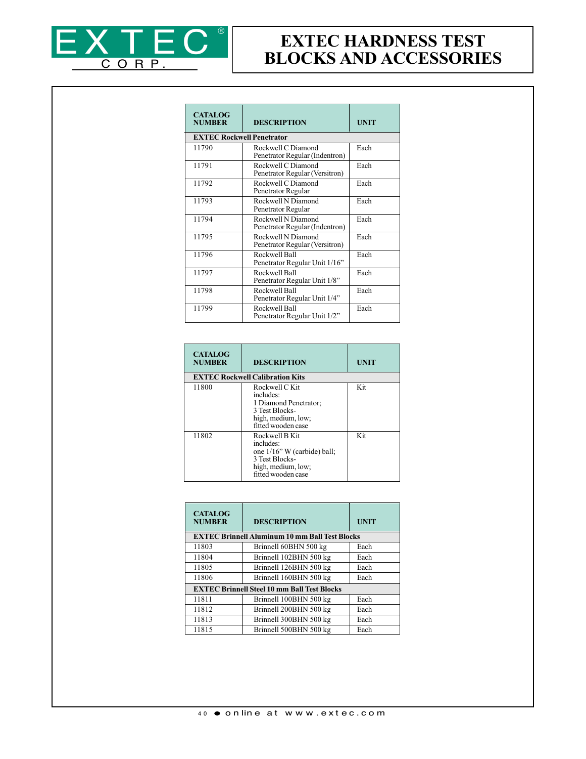# EXTEC HARDNESS TEST BLOCKS AND ACCESSORIES

| CATALOG NUMBER | DESCRIPTION | UNIT |
|---|---|---|
| **EXTEC Rockwell Penetrator** | | |
| 11790 | Rockwell C Diamond Penetrator Regular (Indentron) | Each |
| 11791 | Rockwell C Diamond Penetrator Regular (Versitron) | Each |
| 11792 | Rockwell C Diamond Penetrator Regular | Each |
| 11793 | Rockwell N Diamond Penetrator Regular | Each |
| 11794 | Rockwell N Diamond Penetrator Regular (Indentron) | Each |
| 11795 | Rockwell N Diamond Penetrator Regular (Versitron) | Each |
| 11796 | Rockwell Ball Penetrator Regular Unit 1/16” | Each |
| 11797 | Rockwell Ball Penetrator Regular Unit 1/8” | Each |
| 11798 | Rockwell Ball Penetrator Regular Unit 1/4” | Each |
| 11799 | Rockwell Ball Penetrator Regular Unit 1/2” | Each |

| CATALOG NUMBER | DESCRIPTION | UNIT |
|---|---|---|
| **EXTEC Rockwell Calibration Kits** | | |
| 11800 | Rockwell C Kit includes: 1 Diamond Penetrator; 3 Test Blocks- high, medium, low; fitted wooden case | Kit |
| 11802 | Rockwell B Kit includes: one 1/16” W (carbide) ball; 3 Test Blocks- high, medium, low; fitted wooden case | Kit |

| CATALOG NUMBER | DESCRIPTION | UNIT |
|---|---|---|
| **EXTEC Brinnell Aluminum 10 mm Ball Test Blocks** | | |
| 11803 | Brinnell 60BHN 500 kg | Each |
| 11804 | Brinnell 102BHN 500 kg | Each |
| 11805 | Brinnell 126BHN 500 kg | Each |
| 11806 | Brinnell 160BHN 500 kg | Each |
| **EXTEC Brinnell Steel 10 mm Ball Test Blocks** | | |
| 11811 | Brinnell 100BHN 500 kg | Each |
| 11812 | Brinnell 200BHN 500 kg | Each |
| 11813 | Brinnell 300BHN 500 kg | Each |
| 11815 | Brinnell 500BHN 500 kg | Each |